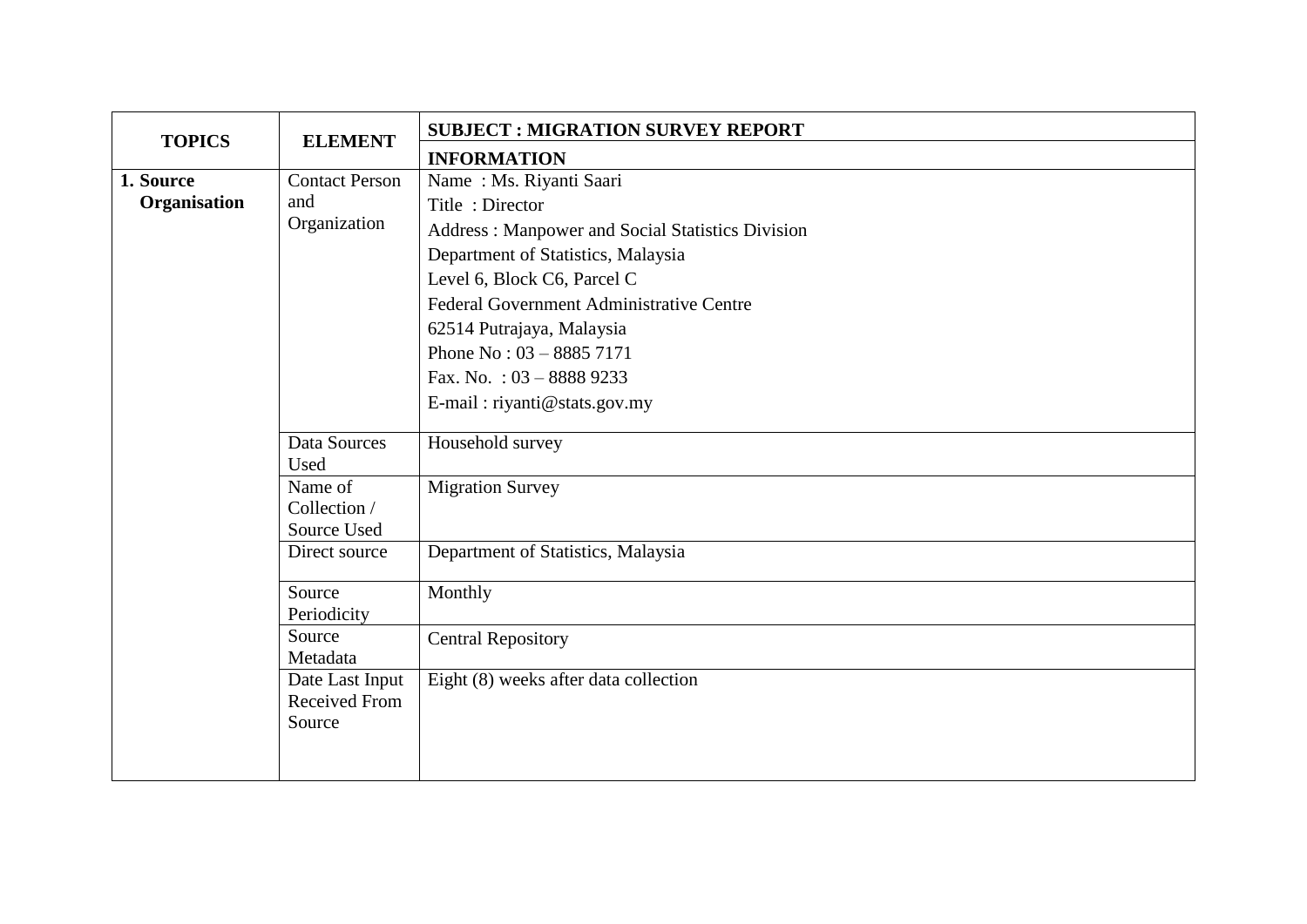| TOPICS | ELEMENT | SUBJECT : MIGRATION SURVEY REPORT |
|---|---|---|
| | | **INFORMATION** |
| **1. Source Organisation** | Contact Person and Organization | Name : Ms. Riyanti Saari<br>Title : Director<br>Address : Manpower and Social Statistics Division<br>Department of Statistics, Malaysia<br>Level 6, Block C6, Parcel C<br>Federal Government Administrative Centre<br>62514 Putrajaya, Malaysia<br>Phone No : 03 – 8885 7171<br>Fax. No. : 03 – 8888 9233<br>E-mail : riyanti@stats.gov.my |
| | Data Sources Used | Household survey |
| | Name of Collection / Source Used | Migration Survey |
| | Direct source | Department of Statistics, Malaysia |
| | Source Periodicity | Monthly |
| | Source Metadata | Central Repository |
| | Date Last Input Received From Source | Eight (8) weeks after data collection |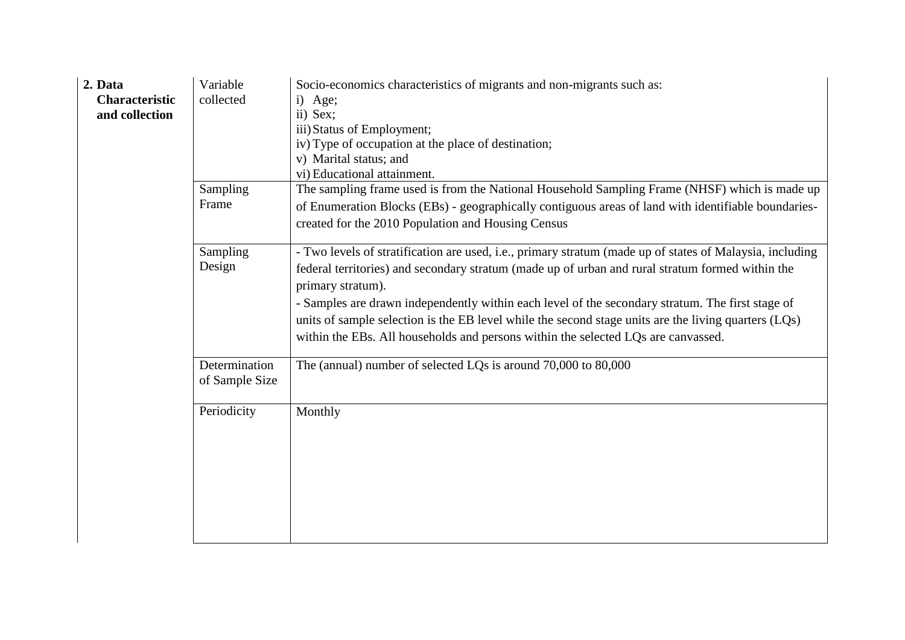| 2. Data Characteristic and collection | Variable collected | Socio-economics characteristics of migrants and non-migrants such as:<br>i) Age;<br>ii) Sex;<br>iii) Status of Employment;<br>iv) Type of occupation at the place of destination;<br>v) Marital status; and<br>vi) Educational attainment. |
|---|---|---|
| | Sampling Frame | The sampling frame used is from the National Household Sampling Frame (NHSF) which is made up of Enumeration Blocks (EBs) - geographically contiguous areas of land with identifiable boundaries-created for the 2010 Population and Housing Census |
| | Sampling Design | - Two levels of stratification are used, i.e., primary stratum (made up of states of Malaysia, including federal territories) and secondary stratum (made up of urban and rural stratum formed within the primary stratum).<br>- Samples are drawn independently within each level of the secondary stratum. The first stage of units of sample selection is the EB level while the second stage units are the living quarters (LQs) within the EBs. All households and persons within the selected LQs are canvassed. |
| | Determination of Sample Size | The (annual) number of selected LQs is around 70,000 to 80,000 |
| | Periodicity | Monthly |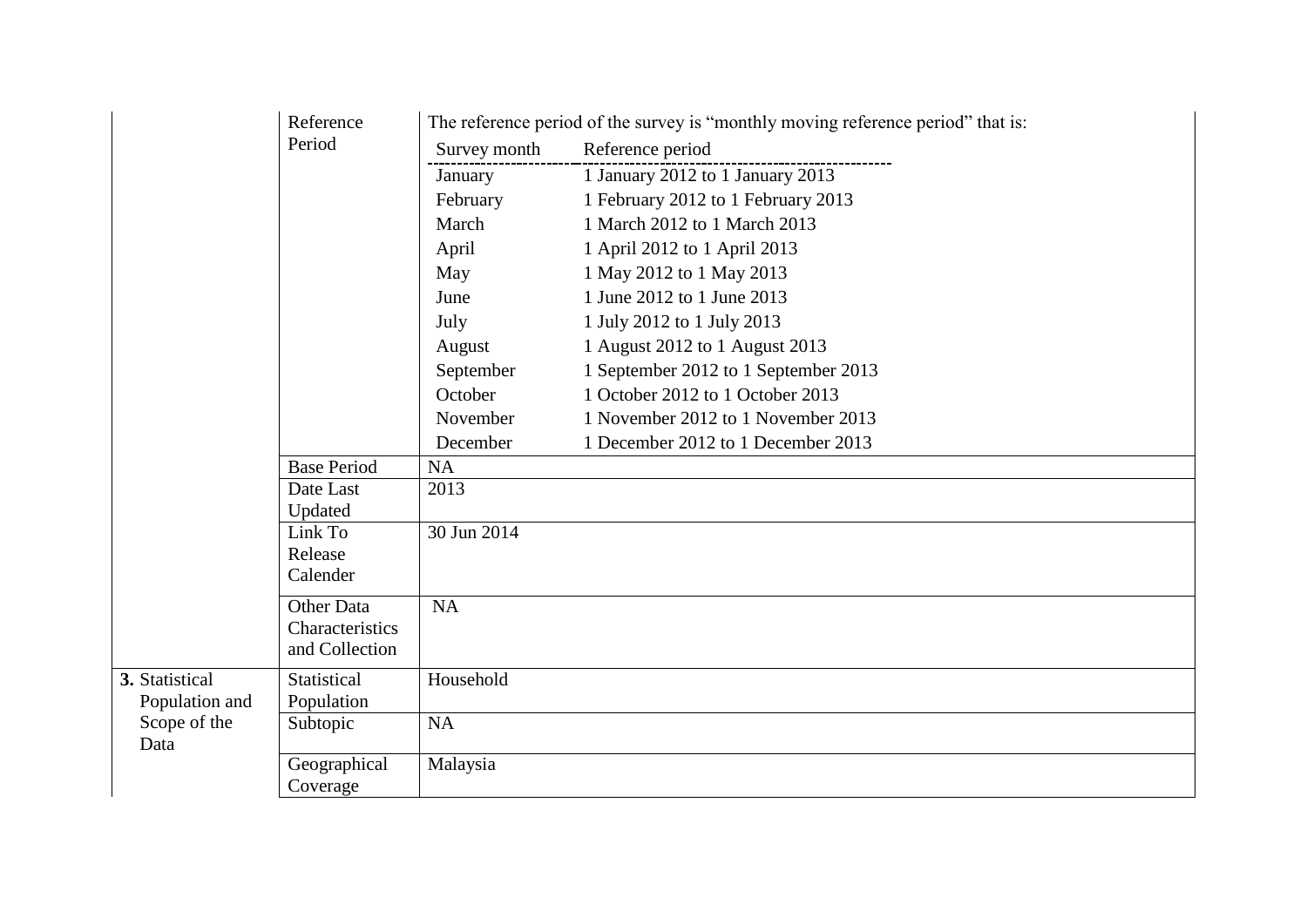| | | |
|---|---|---|
| | Reference Period | The reference period of the survey is "monthly moving reference period" that is:<br><br>Survey month — Reference period<br>January — 1 January 2012 to 1 January 2013<br>February — 1 February 2012 to 1 February 2013<br>March — 1 March 2012 to 1 March 2013<br>April — 1 April 2012 to 1 April 2013<br>May — 1 May 2012 to 1 May 2013<br>June — 1 June 2012 to 1 June 2013<br>July — 1 July 2012 to 1 July 2013<br>August — 1 August 2012 to 1 August 2013<br>September — 1 September 2012 to 1 September 2013<br>October — 1 October 2012 to 1 October 2013<br>November — 1 November 2012 to 1 November 2013<br>December — 1 December 2012 to 1 December 2013 |
| | Base Period | NA |
| | Date Last Updated | 2013 |
| | Link To Release Calender | 30 Jun 2014 |
| | Other Data Characteristics and Collection | NA |
| **3.** Statistical Population and Scope of the Data | Statistical Population | Household |
| | Subtopic | NA |
| | Geographical Coverage | Malaysia |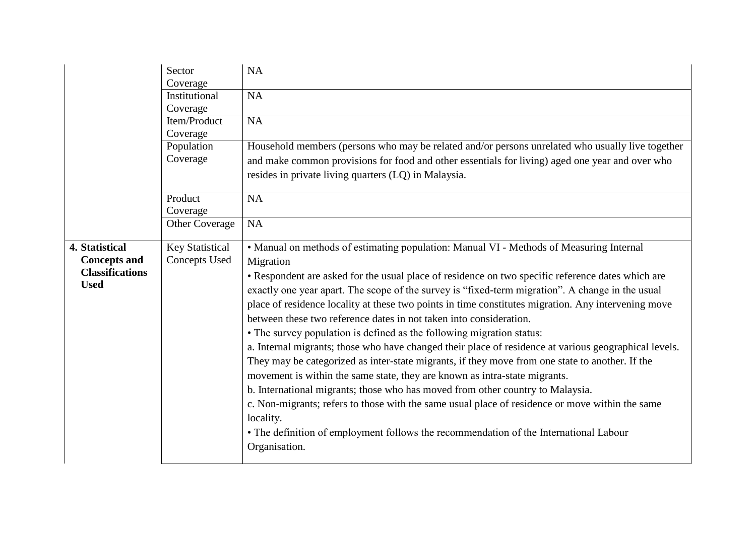| | | |
|---|---|---|
| | Sector Coverage | NA |
| | Institutional Coverage | NA |
| | Item/Product Coverage | NA |
| | Population Coverage | Household members (persons who may be related and/or persons unrelated who usually live together and make common provisions for food and other essentials for living) aged one year and over who resides in private living quarters (LQ) in Malaysia. |
| | Product Coverage | NA |
| | Other Coverage | NA |
| **4. Statistical Concepts and Classifications Used** | Key Statistical Concepts Used | • Manual on methods of estimating population: Manual VI - Methods of Measuring Internal Migration<br>• Respondent are asked for the usual place of residence on two specific reference dates which are exactly one year apart. The scope of the survey is "fixed-term migration". A change in the usual place of residence locality at these two points in time constitutes migration. Any intervening move between these two reference dates in not taken into consideration.<br>• The survey population is defined as the following migration status:<br>a. Internal migrants; those who have changed their place of residence at various geographical levels. They may be categorized as inter-state migrants, if they move from one state to another. If the movement is within the same state, they are known as intra-state migrants.<br>b. International migrants; those who has moved from other country to Malaysia.<br>c. Non-migrants; refers to those with the same usual place of residence or move within the same locality.<br>• The definition of employment follows the recommendation of the International Labour Organisation. |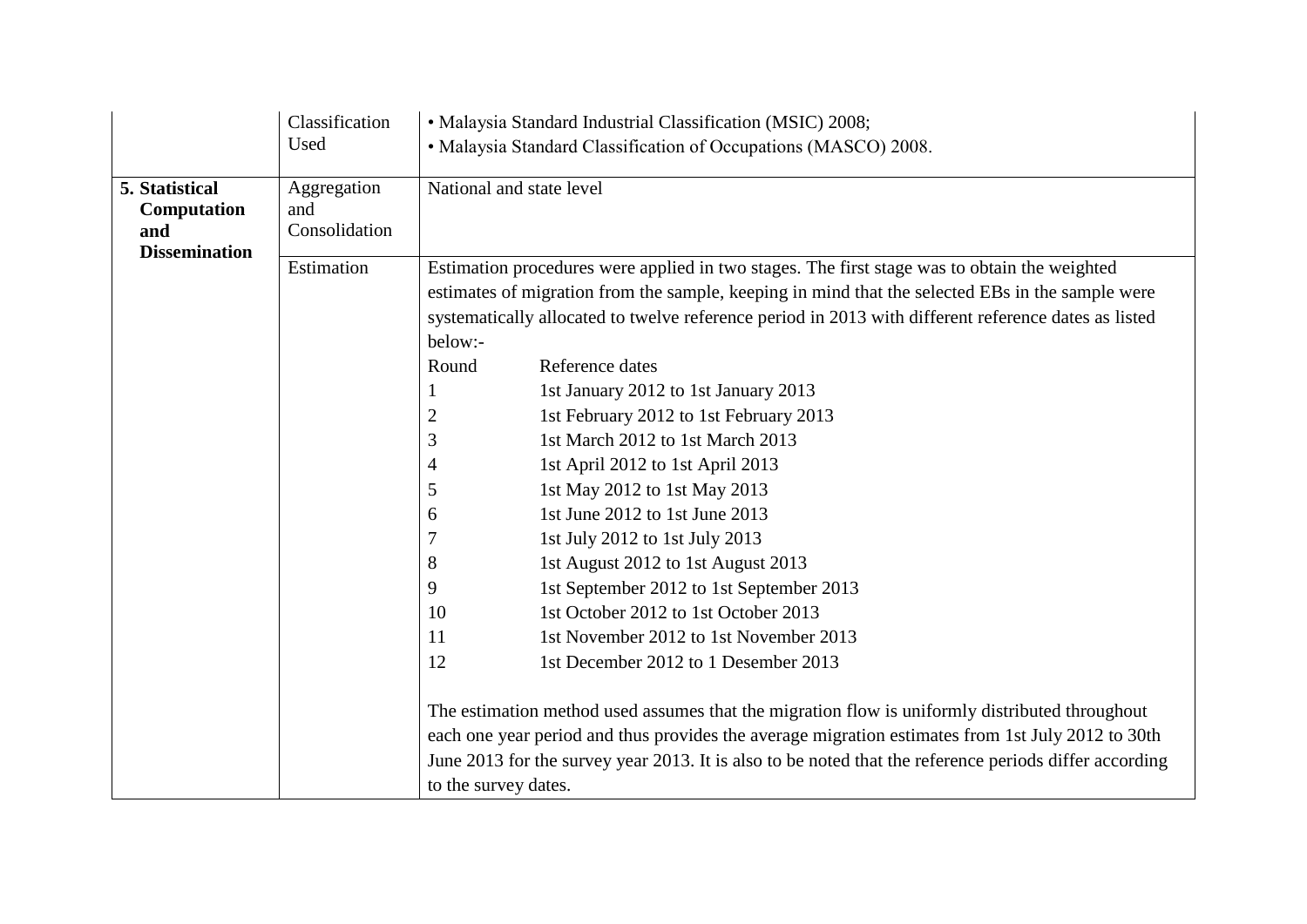| | | |
|---|---|---|
| | Classification Used | • Malaysia Standard Industrial Classification (MSIC) 2008;<br>• Malaysia Standard Classification of Occupations (MASCO) 2008. |
| **5. Statistical Computation and Dissemination** | Aggregation and Consolidation | National and state level |
| | Estimation | Estimation procedures were applied in two stages. The first stage was to obtain the weighted estimates of migration from the sample, keeping in mind that the selected EBs in the sample were systematically allocated to twelve reference period in 2013 with different reference dates as listed below:-<br>Round Reference dates<br>1 1st January 2012 to 1st January 2013<br>2 1st February 2012 to 1st February 2013<br>3 1st March 2012 to 1st March 2013<br>4 1st April 2012 to 1st April 2013<br>5 1st May 2012 to 1st May 2013<br>6 1st June 2012 to 1st June 2013<br>7 1st July 2012 to 1st July 2013<br>8 1st August 2012 to 1st August 2013<br>9 1st September 2012 to 1st September 2013<br>10 1st October 2012 to 1st October 2013<br>11 1st November 2012 to 1st November 2013<br>12 1st December 2012 to 1 Desember 2013<br><br>The estimation method used assumes that the migration flow is uniformly distributed throughout each one year period and thus provides the average migration estimates from 1st July 2012 to 30th June 2013 for the survey year 2013. It is also to be noted that the reference periods differ according to the survey dates. |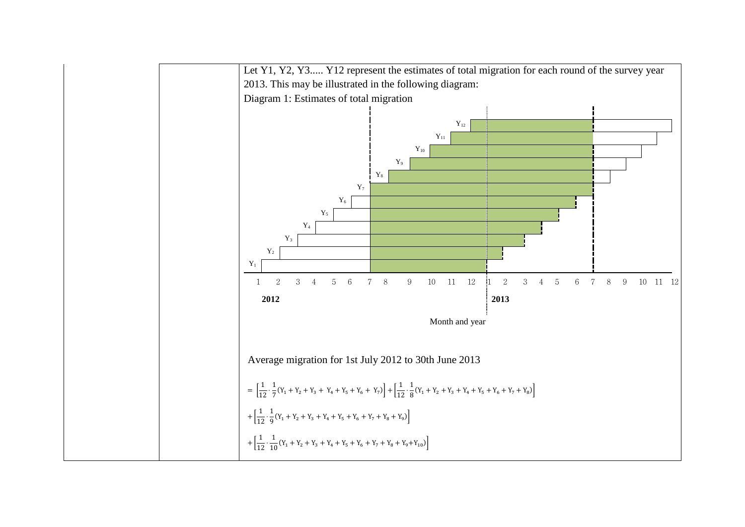Let Y1, Y2, Y3..... Y12 represent the estimates of total migration for each round of the survey year 2013. This may be illustrated in the following diagram:

Diagram 1: Estimates of total migration

Month and year

Average migration for 1st July 2012 to 30th June 2013

$$= \left[\frac{1}{12}\cdot\frac{1}{7}(Y_1 + Y_2 + Y_3 + Y_4 + Y_5 + Y_6 + Y_7)\right] + \left[\frac{1}{12}\cdot\frac{1}{8}(Y_1 + Y_2 + Y_3 + Y_4 + Y_5 + Y_6 + Y_7 + Y_8)\right]$$

$$+ \left[\frac{1}{12}\cdot\frac{1}{9}(Y_1 + Y_2 + Y_3 + Y_4 + Y_5 + Y_6 + Y_7 + Y_8 + Y_9)\right]$$

$$+ \left[\frac{1}{12}\cdot\frac{1}{10}(Y_1 + Y_2 + Y_3 + Y_4 + Y_5 + Y_6 + Y_7 + Y_8 + Y_9 + Y_{10})\right]$$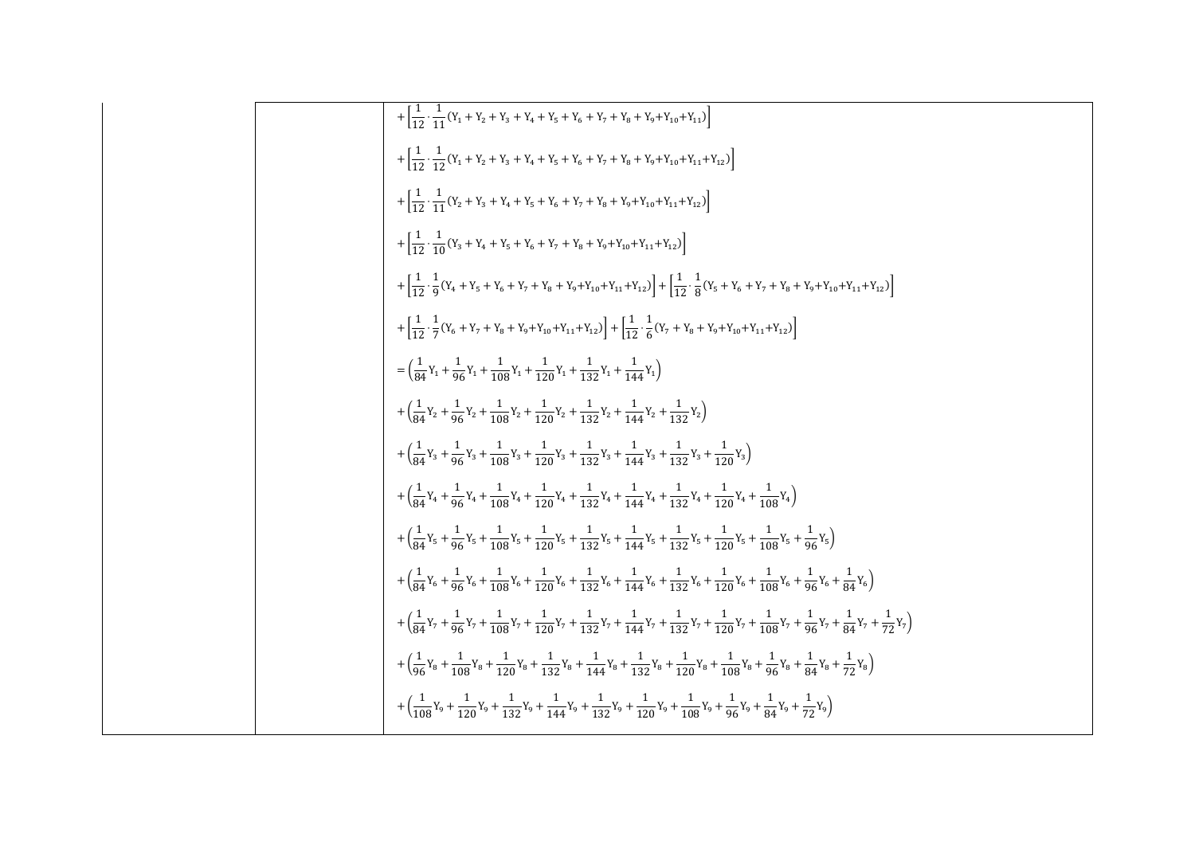| | | |
|---|---|---|
| | | $+\left[\frac{1}{12}\cdot\frac{1}{11}(Y_1+Y_2+Y_3+Y_4+Y_5+Y_6+Y_7+Y_8+Y_9+Y_{10}+Y_{11})\right]$ |
| | | $+\left[\frac{1}{12}\cdot\frac{1}{12}(Y_1+Y_2+Y_3+Y_4+Y_5+Y_6+Y_7+Y_8+Y_9+Y_{10}+Y_{11}+Y_{12})\right]$ |
| | | $+\left[\frac{1}{12}\cdot\frac{1}{11}(Y_2+Y_3+Y_4+Y_5+Y_6+Y_7+Y_8+Y_9+Y_{10}+Y_{11}+Y_{12})\right]$ |
| | | $+\left[\frac{1}{12}\cdot\frac{1}{10}(Y_3+Y_4+Y_5+Y_6+Y_7+Y_8+Y_9+Y_{10}+Y_{11}+Y_{12})\right]$ |
| | | $+\left[\frac{1}{12}\cdot\frac{1}{9}(Y_4+Y_5+Y_6+Y_7+Y_8+Y_9+Y_{10}+Y_{11}+Y_{12})\right]+\left[\frac{1}{12}\cdot\frac{1}{8}(Y_5+Y_6+Y_7+Y_8+Y_9+Y_{10}+Y_{11}+Y_{12})\right]$ |
| | | $+\left[\frac{1}{12}\cdot\frac{1}{7}(Y_6+Y_7+Y_8+Y_9+Y_{10}+Y_{11}+Y_{12})\right]+\left[\frac{1}{12}\cdot\frac{1}{6}(Y_7+Y_8+Y_9+Y_{10}+Y_{11}+Y_{12})\right]$ |
| | | $=\left(\frac{1}{84}Y_1+\frac{1}{96}Y_1+\frac{1}{108}Y_1+\frac{1}{120}Y_1+\frac{1}{132}Y_1+\frac{1}{144}Y_1\right)$ |
| | | $+\left(\frac{1}{84}Y_2+\frac{1}{96}Y_2+\frac{1}{108}Y_2+\frac{1}{120}Y_2+\frac{1}{132}Y_2+\frac{1}{144}Y_2+\frac{1}{132}Y_2\right)$ |
| | | $+\left(\frac{1}{84}Y_3+\frac{1}{96}Y_3+\frac{1}{108}Y_3+\frac{1}{120}Y_3+\frac{1}{132}Y_3+\frac{1}{144}Y_3+\frac{1}{132}Y_3+\frac{1}{120}Y_3\right)$ |
| | | $+\left(\frac{1}{84}Y_4+\frac{1}{96}Y_4+\frac{1}{108}Y_4+\frac{1}{120}Y_4+\frac{1}{132}Y_4+\frac{1}{144}Y_4+\frac{1}{132}Y_4+\frac{1}{120}Y_4+\frac{1}{108}Y_4\right)$ |
| | | $+\left(\frac{1}{84}Y_5+\frac{1}{96}Y_5+\frac{1}{108}Y_5+\frac{1}{120}Y_5+\frac{1}{132}Y_5+\frac{1}{144}Y_5+\frac{1}{132}Y_5+\frac{1}{120}Y_5+\frac{1}{108}Y_5+\frac{1}{96}Y_5\right)$ |
| | | $+\left(\frac{1}{84}Y_6+\frac{1}{96}Y_6+\frac{1}{108}Y_6+\frac{1}{120}Y_6+\frac{1}{132}Y_6+\frac{1}{144}Y_6+\frac{1}{132}Y_6+\frac{1}{120}Y_6+\frac{1}{108}Y_6+\frac{1}{96}Y_6+\frac{1}{84}Y_6\right)$ |
| | | $+\left(\frac{1}{84}Y_7+\frac{1}{96}Y_7+\frac{1}{108}Y_7+\frac{1}{120}Y_7+\frac{1}{132}Y_7+\frac{1}{144}Y_7+\frac{1}{132}Y_7+\frac{1}{120}Y_7+\frac{1}{108}Y_7+\frac{1}{96}Y_7+\frac{1}{84}Y_7+\frac{1}{72}Y_7\right)$ |
| | | $+\left(\frac{1}{96}Y_8+\frac{1}{108}Y_8+\frac{1}{120}Y_8+\frac{1}{132}Y_8+\frac{1}{144}Y_8+\frac{1}{132}Y_8+\frac{1}{120}Y_8+\frac{1}{108}Y_8+\frac{1}{96}Y_8+\frac{1}{84}Y_8+\frac{1}{72}Y_8\right)$ |
| | | $+\left(\frac{1}{108}Y_9+\frac{1}{120}Y_9+\frac{1}{132}Y_9+\frac{1}{144}Y_9+\frac{1}{132}Y_9+\frac{1}{120}Y_9+\frac{1}{108}Y_9+\frac{1}{96}Y_9+\frac{1}{84}Y_9+\frac{1}{72}Y_9\right)$ |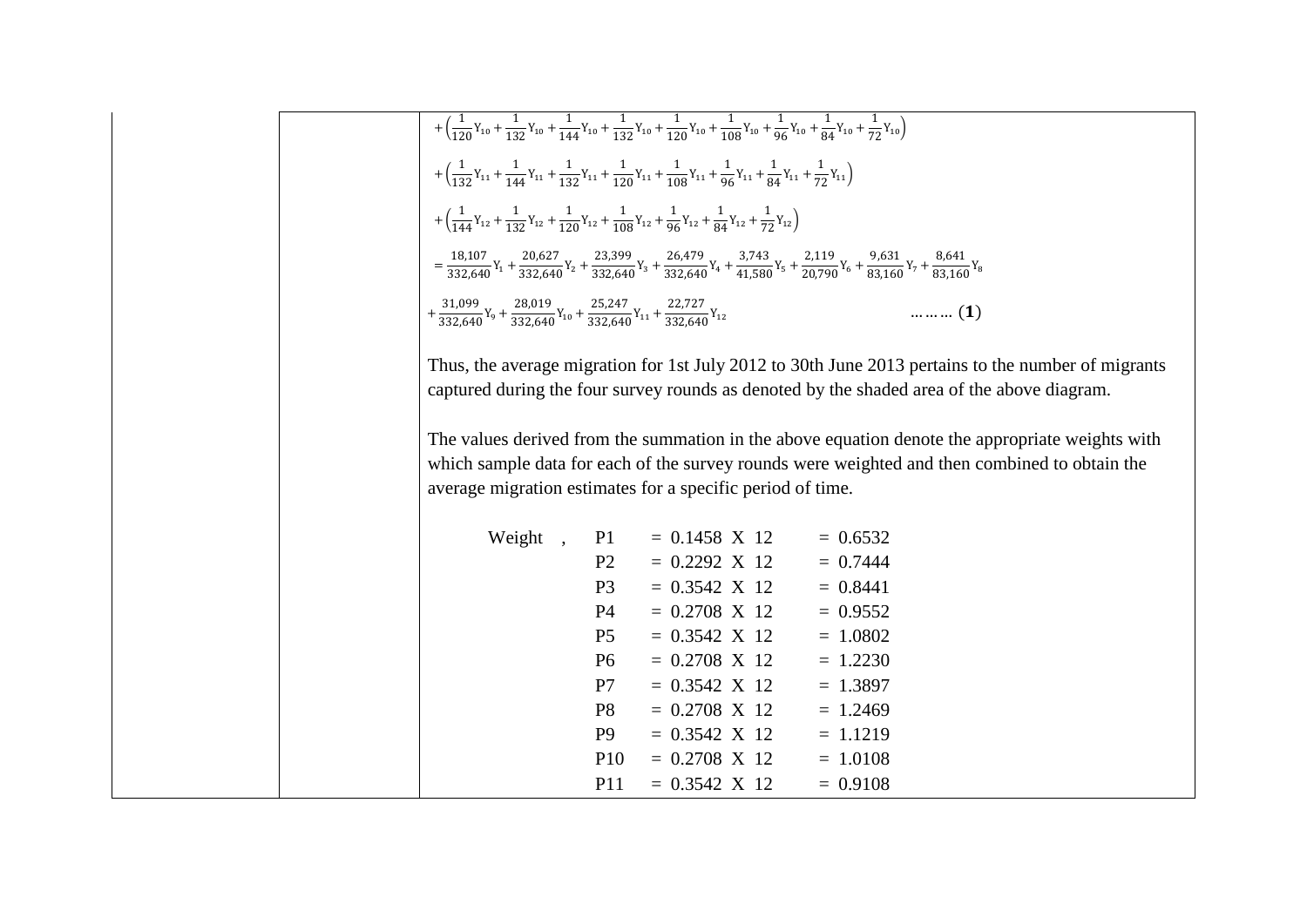$$+\left(\frac{1}{120}Y_{10}+\frac{1}{132}Y_{10}+\frac{1}{144}Y_{10}+\frac{1}{132}Y_{10}+\frac{1}{120}Y_{10}+\frac{1}{108}Y_{10}+\frac{1}{96}Y_{10}+\frac{1}{84}Y_{10}+\frac{1}{72}Y_{10}\right)$$

$$+\left(\frac{1}{132}Y_{11}+\frac{1}{144}Y_{11}+\frac{1}{132}Y_{11}+\frac{1}{120}Y_{11}+\frac{1}{108}Y_{11}+\frac{1}{96}Y_{11}+\frac{1}{84}Y_{11}+\frac{1}{72}Y_{11}\right)$$

$$+\left(\frac{1}{144}Y_{12}+\frac{1}{132}Y_{12}+\frac{1}{120}Y_{12}+\frac{1}{108}Y_{12}+\frac{1}{96}Y_{12}+\frac{1}{84}Y_{12}+\frac{1}{72}Y_{12}\right)$$

$$=\frac{18{,}107}{332{,}640}Y_1+\frac{20{,}627}{332{,}640}Y_2+\frac{23{,}399}{332{,}640}Y_3+\frac{26{,}479}{332{,}640}Y_4+\frac{3{,}743}{41{,}580}Y_5+\frac{2{,}119}{20{,}790}Y_6+\frac{9{,}631}{83{,}160}Y_7+\frac{8{,}641}{83{,}160}Y_8$$

$$+\frac{31{,}099}{332{,}640}Y_9+\frac{28{,}019}{332{,}640}Y_{10}+\frac{25{,}247}{332{,}640}Y_{11}+\frac{22{,}727}{332{,}640}Y_{12} \qquad \ldots\ldots\ldots (\mathbf{1})$$

Thus, the average migration for 1st July 2012 to 30th June 2013 pertains to the number of migrants captured during the four survey rounds as denoted by the shaded area of the above diagram.

The values derived from the summation in the above equation denote the appropriate weights with which sample data for each of the survey rounds were weighted and then combined to obtain the average migration estimates for a specific period of time.

| Weight , | P1 | = 0.1458 X 12 | = 0.6532 |
|---|---|---|---|
| | P2 | = 0.2292 X 12 | = 0.7444 |
| | P3 | = 0.3542 X 12 | = 0.8441 |
| | P4 | = 0.2708 X 12 | = 0.9552 |
| | P5 | = 0.3542 X 12 | = 1.0802 |
| | P6 | = 0.2708 X 12 | = 1.2230 |
| | P7 | = 0.3542 X 12 | = 1.3897 |
| | P8 | = 0.2708 X 12 | = 1.2469 |
| | P9 | = 0.3542 X 12 | = 1.1219 |
| | P10 | = 0.2708 X 12 | = 1.0108 |
| | P11 | = 0.3542 X 12 | = 0.9108 |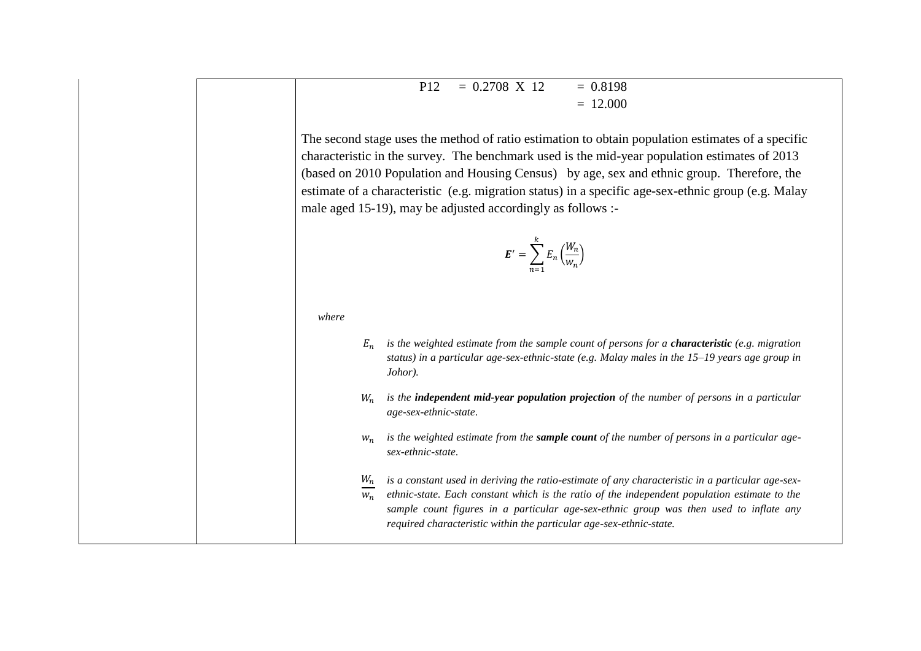P12 = 0.2708 X 12 = 0.8198
= 12.000

The second stage uses the method of ratio estimation to obtain population estimates of a specific characteristic in the survey. The benchmark used is the mid-year population estimates of 2013 (based on 2010 Population and Housing Census) by age, sex and ethnic group. Therefore, the estimate of a characteristic (e.g. migration status) in a specific age-sex-ethnic group (e.g. Malay male aged 15-19), may be adjusted accordingly as follows :-

$$\boldsymbol{E'} = \sum_{n=1}^{k} E_n \left( \frac{W_n}{w_n} \right)$$

*where*

$E_n$ *is the weighted estimate from the sample count of persons for a* ***characteristic*** *(e.g. migration status) in a particular age-sex-ethnic-state (e.g. Malay males in the 15–19 years age group in Johor).*

$W_n$ *is the* ***independent mid-year population projection*** *of the number of persons in a particular age-sex-ethnic-state.*

$w_n$ *is the weighted estimate from the* ***sample count*** *of the number of persons in a particular age-sex-ethnic-state.*

$\frac{W_n}{w_n}$ *is a constant used in deriving the ratio-estimate of any characteristic in a particular age-sex-ethnic-state. Each constant which is the ratio of the independent population estimate to the sample count figures in a particular age-sex-ethnic group was then used to inflate any required characteristic within the particular age-sex-ethnic-state.*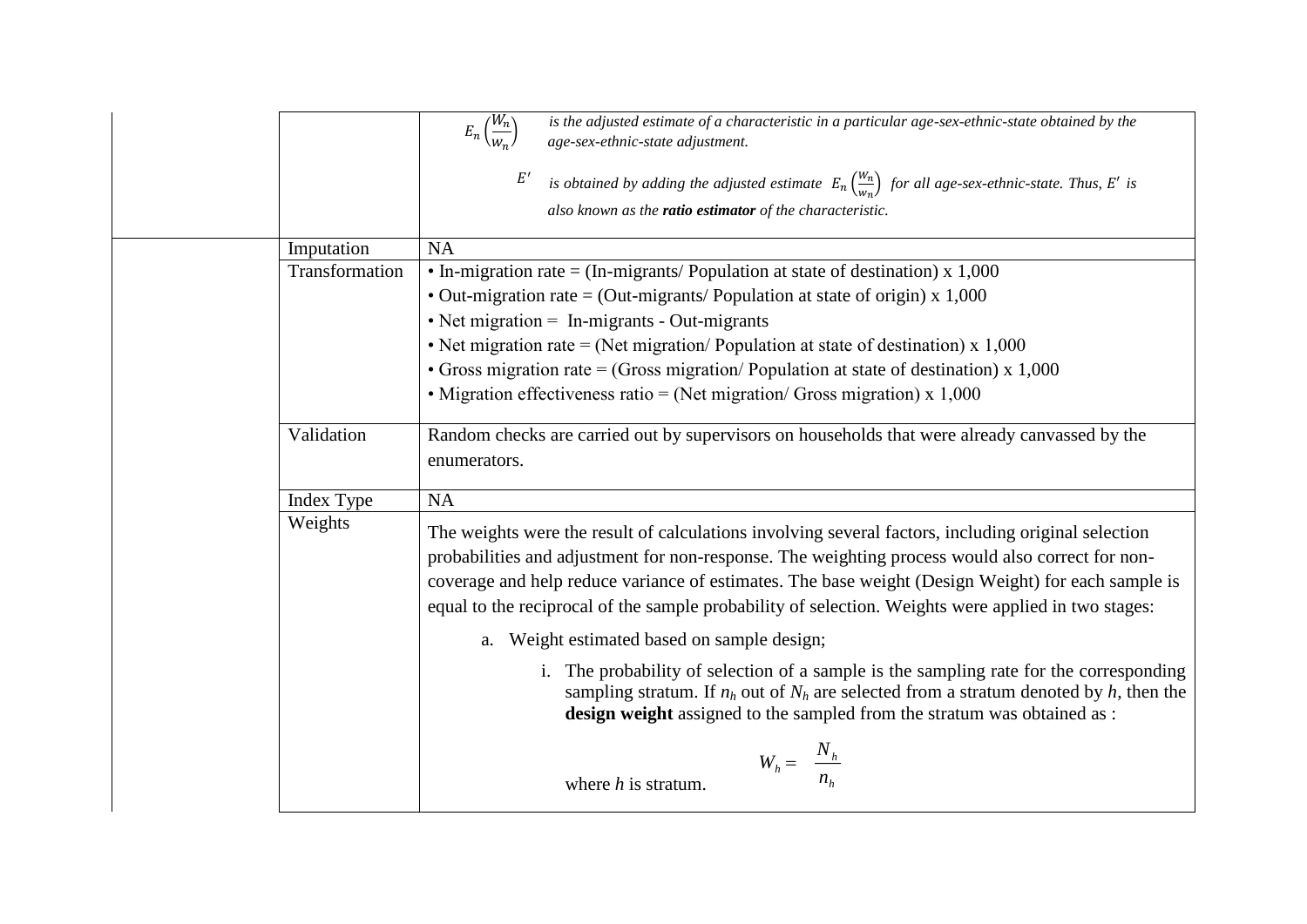| | | |
|---|---|---|
| | | $E_n\left(\frac{W_n}{w_n}\right)$ *is the adjusted estimate of a characteristic in a particular age-sex-ethnic-state obtained by the age-sex-ethnic-state adjustment.*<br><br>$E'$ *is obtained by adding the adjusted estimate* $E_n\left(\frac{W_n}{w_n}\right)$ *for all age-sex-ethnic-state. Thus,* $E'$ *is also known as the* ***ratio estimator*** *of the characteristic.* |
| | Imputation | NA |
| | Transformation | • In-migration rate = (In-migrants/ Population at state of destination) x 1,000<br>• Out-migration rate = (Out-migrants/ Population at state of origin) x 1,000<br>• Net migration = In-migrants - Out-migrants<br>• Net migration rate = (Net migration/ Population at state of destination) x 1,000<br>• Gross migration rate = (Gross migration/ Population at state of destination) x 1,000<br>• Migration effectiveness ratio = (Net migration/ Gross migration) x 1,000 |
| | Validation | Random checks are carried out by supervisors on households that were already canvassed by the enumerators. |
| | Index Type | NA |
| | Weights | The weights were the result of calculations involving several factors, including original selection probabilities and adjustment for non-response. The weighting process would also correct for non-coverage and help reduce variance of estimates. The base weight (Design Weight) for each sample is equal to the reciprocal of the sample probability of selection. Weights were applied in two stages:<br><br>a. Weight estimated based on sample design;<br><br>i. The probability of selection of a sample is the sampling rate for the corresponding sampling stratum. If $n_h$ out of $N_h$ are selected from a stratum denoted by $h$, then the **design weight** assigned to the sampled from the stratum was obtained as :<br><br>$$W_h = \frac{N_h}{n_h}$$<br>where $h$ is stratum. |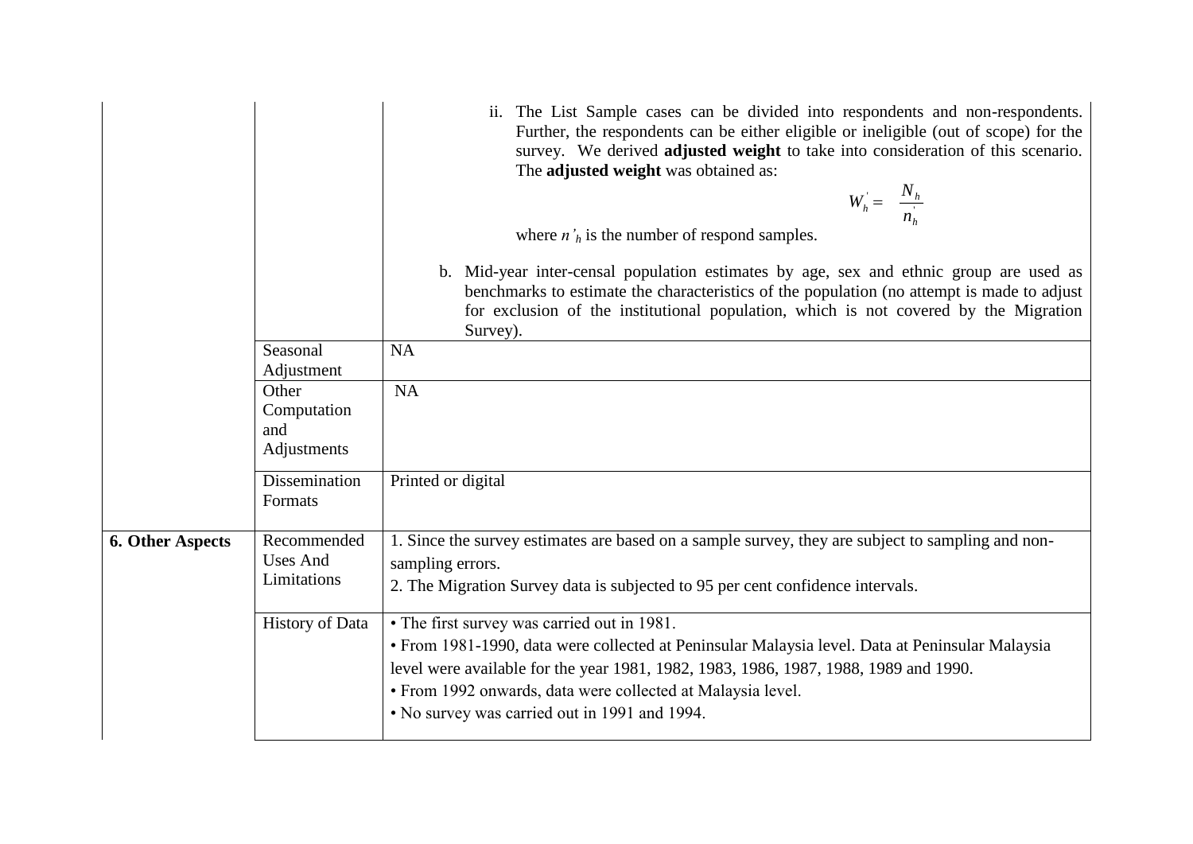| | | |
|---|---|---|
| | | ii. The List Sample cases can be divided into respondents and non-respondents. Further, the respondents can be either eligible or ineligible (out of scope) for the survey. We derived **adjusted weight** to take into consideration of this scenario. The **adjusted weight** was obtained as: $$W_h^{'} = \frac{N_h}{n_h^{'}}$$ where $n'_h$ is the number of respond samples. <br><br> b. Mid-year inter-censal population estimates by age, sex and ethnic group are used as benchmarks to estimate the characteristics of the population (no attempt is made to adjust for exclusion of the institutional population, which is not covered by the Migration Survey). |
| | Seasonal Adjustment | NA |
| | Other Computation and Adjustments | NA |
| | Dissemination Formats | Printed or digital |
| **6. Other Aspects** | Recommended Uses And Limitations | 1. Since the survey estimates are based on a sample survey, they are subject to sampling and non-sampling errors.<br>2. The Migration Survey data is subjected to 95 per cent confidence intervals. |
| | History of Data | • The first survey was carried out in 1981.<br>• From 1981-1990, data were collected at Peninsular Malaysia level. Data at Peninsular Malaysia level were available for the year 1981, 1982, 1983, 1986, 1987, 1988, 1989 and 1990.<br>• From 1992 onwards, data were collected at Malaysia level.<br>• No survey was carried out in 1991 and 1994. |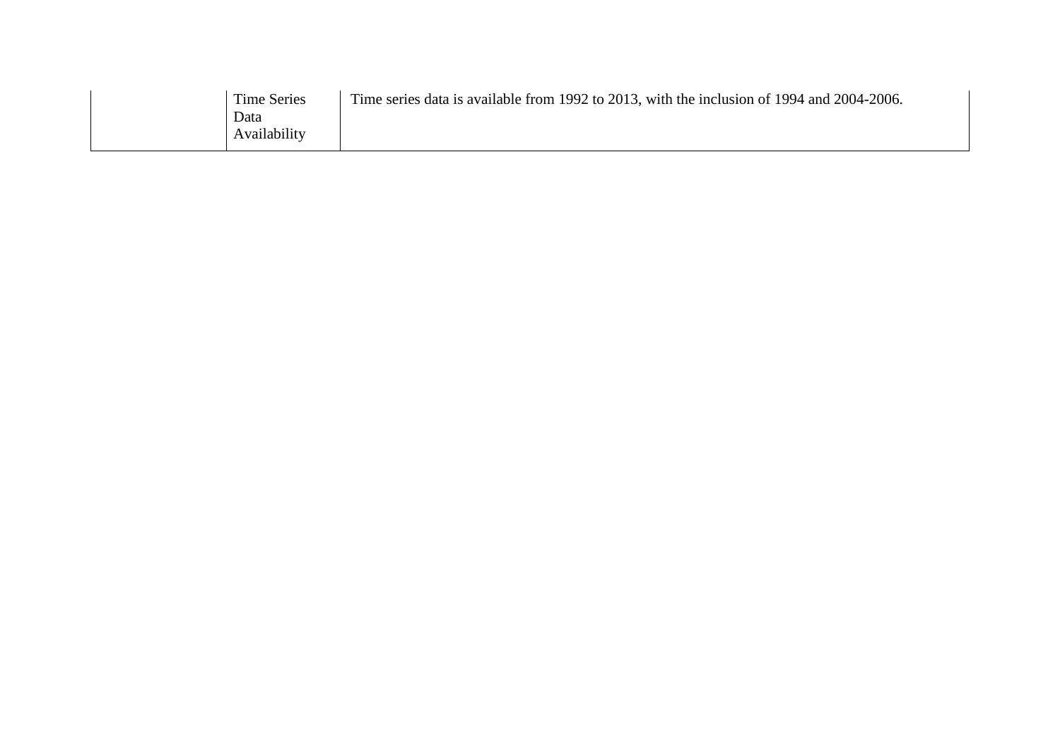| | | |
|---|---|---|
| | Time Series Data Availability | Time series data is available from 1992 to 2013, with the inclusion of 1994 and 2004-2006. |